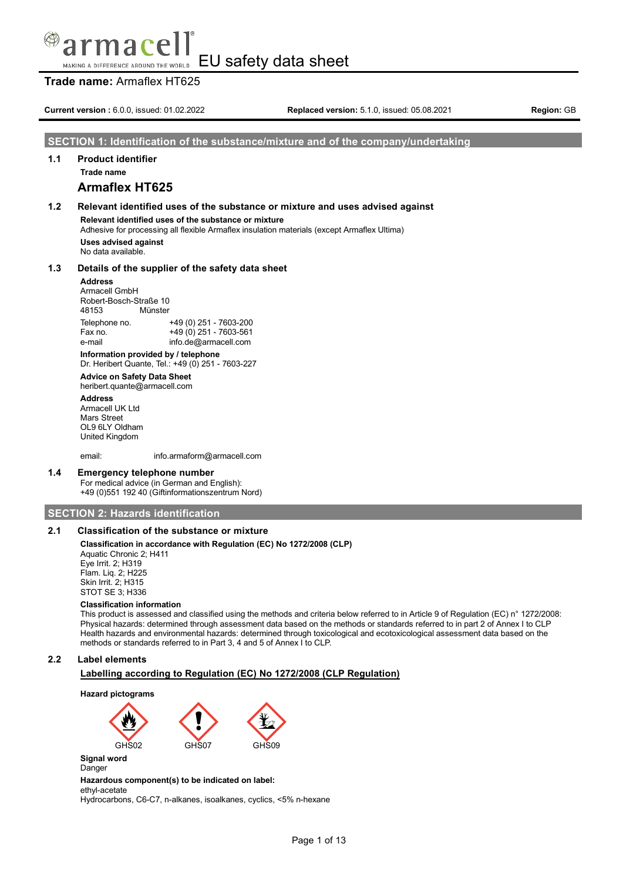# EU safety data sheet

## Trade name: Armaflex HT625

**Current version :** 6.0.0, issued: 01.02.2022 **Replaced version:** 5.1.0, issued: 05.08.2021 **Region:** GB

## SECTION 1: Identification of the substance/mixture and of the company/undertaking

### 1.1 Product identifier

**Trade name**

**Armaflex HT625**

### 1.2 Relevant identified uses of the substance or mixture and uses advised against

**Relevant identified uses of the substance or mixture**

Adhesive for processing all flexible Armaflex insulation materials (except Armaflex Ultima)

**Uses advised against**

No data available.

### 1.3 Details of the supplier of the safety data sheet

**Address**

Armacell GmbH
Robert-Bosch-Straße 10
48153 Münster

| | |
|---|---|
| Telephone no. | +49 (0) 251 - 7603-200 |
| Fax no. | +49 (0) 251 - 7603-561 |
| e-mail | info.de@armacell.com |

**Information provided by / telephone**

Dr. Heribert Quante, Tel.: +49 (0) 251 - 7603-227

**Advice on Safety Data Sheet**

heribert.quante@armacell.com

**Address**

Armacell UK Ltd
Mars Street
OL9 6LY Oldham
United Kingdom

email: info.armaform@armacell.com

### 1.4 Emergency telephone number

For medical advice (in German and English):
+49 (0)551 192 40 (Giftinformationszentrum Nord)

## SECTION 2: Hazards identification

### 2.1 Classification of the substance or mixture

**Classification in accordance with Regulation (EC) No 1272/2008 (CLP)**

Aquatic Chronic 2; H411
Eye Irrit. 2; H319
Flam. Liq. 2; H225
Skin Irrit. 2; H315
STOT SE 3; H336

**Classification information**

This product is assessed and classified using the methods and criteria below referred to in Article 9 of Regulation (EC) n° 1272/2008:
Physical hazards: determined through assessment data based on the methods or standards referred to in part 2 of Annex I to CLP
Health hazards and environmental hazards: determined through toxicological and ecotoxicological assessment data based on the methods or standards referred to in Part 3, 4 and 5 of Annex I to CLP.

### 2.2 Label elements

**Labelling according to Regulation (EC) No 1272/2008 (CLP Regulation)**

**Hazard pictograms**

GHS02 GHS07 GHS09

**Signal word**

Danger

**Hazardous component(s) to be indicated on label:**

ethyl-acetate
Hydrocarbons, C6-C7, n-alkanes, isoalkanes, cyclics, <5% n-hexane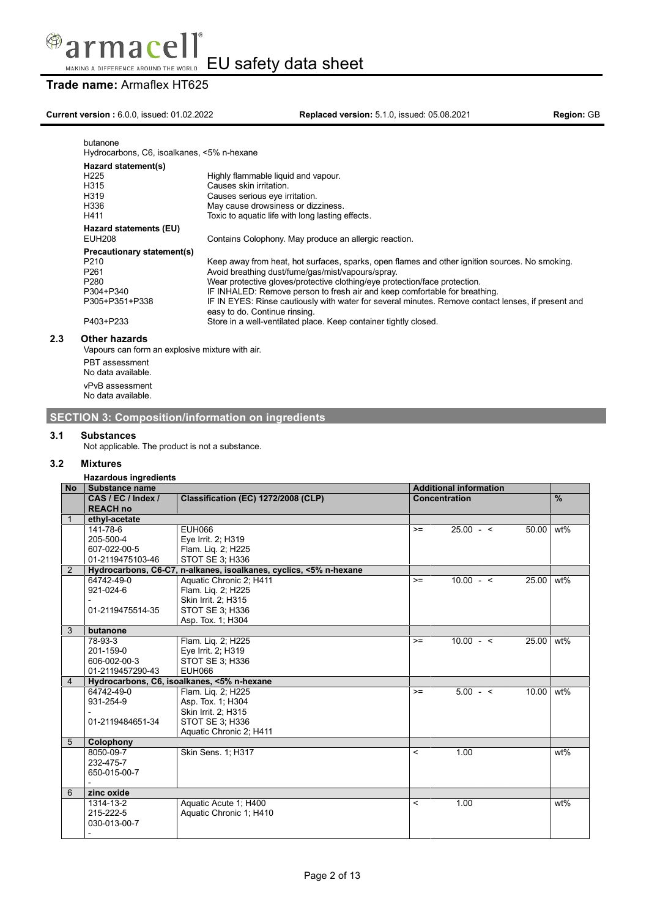butanone
Hydrocarbons, C6, isoalkanes, <5% n-hexane

**Hazard statement(s)**

| | |
|---|---|
| H225 | Highly flammable liquid and vapour. |
| H315 | Causes skin irritation. |
| H319 | Causes serious eye irritation. |
| H336 | May cause drowsiness or dizziness. |
| H411 | Toxic to aquatic life with long lasting effects. |

**Hazard statements (EU)**

| | |
|---|---|
| EUH208 | Contains Colophony. May produce an allergic reaction. |

**Precautionary statement(s)**

| | |
|---|---|
| P210 | Keep away from heat, hot surfaces, sparks, open flames and other ignition sources. No smoking. |
| P261 | Avoid breathing dust/fume/gas/mist/vapours/spray. |
| P280 | Wear protective gloves/protective clothing/eye protection/face protection. |
| P304+P340 | IF INHALED: Remove person to fresh air and keep comfortable for breathing. |
| P305+P351+P338 | IF IN EYES: Rinse cautiously with water for several minutes. Remove contact lenses, if present and easy to do. Continue rinsing. |
| P403+P233 | Store in a well-ventilated place. Keep container tightly closed. |

### 2.3 Other hazards

Vapours can form an explosive mixture with air.

PBT assessment
No data available.

vPvB assessment
No data available.

## SECTION 3: Composition/information on ingredients

### 3.1 Substances

Not applicable. The product is not a substance.

### 3.2 Mixtures

**Hazardous ingredients**

| No | Substance name | | Additional information | | | |
|---|---|---|---|---|---|---|
| | CAS / EC / Index / REACH no | Classification (EC) 1272/2008 (CLP) | Concentration | | | % |
| 1 | **ethyl-acetate** | | | | | |
| | 141-78-6<br>205-500-4<br>607-022-00-5<br>01-2119475103-46 | EUH066<br>Eye Irrit. 2; H319<br>Flam. Liq. 2; H225<br>STOT SE 3; H336 | >= | 25.00 - < | 50.00 | wt% |
| 2 | **Hydrocarbons, C6-C7, n-alkanes, isoalkanes, cyclics, <5% n-hexane** | | | | | |
| | 64742-49-0<br>921-024-6<br>-<br>01-2119475514-35 | Aquatic Chronic 2; H411<br>Flam. Liq. 2; H225<br>Skin Irrit. 2; H315<br>STOT SE 3; H336<br>Asp. Tox. 1; H304 | >= | 10.00 - < | 25.00 | wt% |
| 3 | **butanone** | | | | | |
| | 78-93-3<br>201-159-0<br>606-002-00-3<br>01-2119457290-43 | Flam. Liq. 2; H225<br>Eye Irrit. 2; H319<br>STOT SE 3; H336<br>EUH066 | >= | 10.00 - < | 25.00 | wt% |
| 4 | **Hydrocarbons, C6, isoalkanes, <5% n-hexane** | | | | | |
| | 64742-49-0<br>931-254-9<br>-<br>01-2119484651-34 | Flam. Liq. 2; H225<br>Asp. Tox. 1; H304<br>Skin Irrit. 2; H315<br>STOT SE 3; H336<br>Aquatic Chronic 2; H411 | >= | 5.00 - < | 10.00 | wt% |
| 5 | **Colophony** | | | | | |
| | 8050-09-7<br>232-475-7<br>650-015-00-7<br>- | Skin Sens. 1; H317 | < | 1.00 | | wt% |
| 6 | **zinc oxide** | | | | | |
| | 1314-13-2<br>215-222-5<br>030-013-00-7<br>- | Aquatic Acute 1; H400<br>Aquatic Chronic 1; H410 | < | 1.00 | | wt% |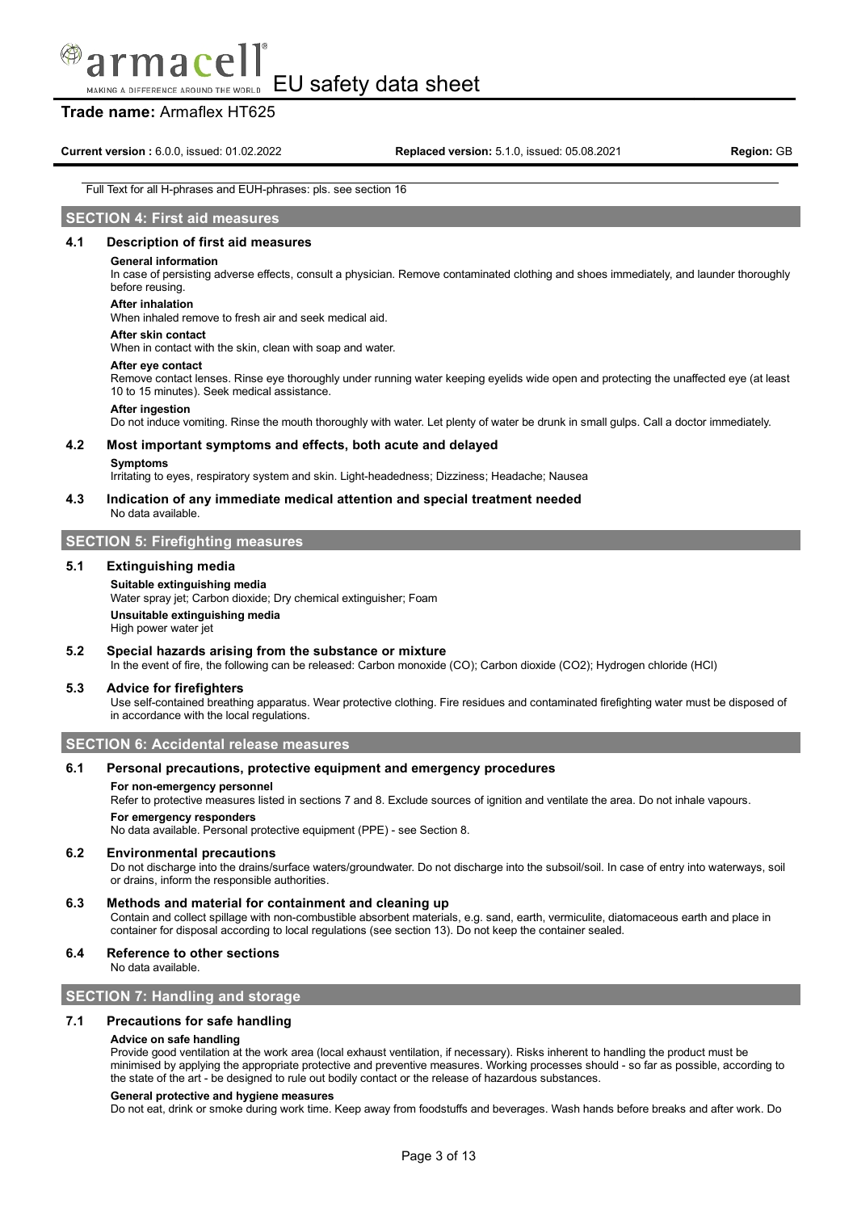Full Text for all H-phrases and EUH-phrases: pls. see section 16

## SECTION 4: First aid measures

### 4.1 Description of first aid measures

**General information**

In case of persisting adverse effects, consult a physician. Remove contaminated clothing and shoes immediately, and launder thoroughly before reusing.

**After inhalation**

When inhaled remove to fresh air and seek medical aid.

**After skin contact**

When in contact with the skin, clean with soap and water.

**After eye contact**

Remove contact lenses. Rinse eye thoroughly under running water keeping eyelids wide open and protecting the unaffected eye (at least 10 to 15 minutes). Seek medical assistance.

**After ingestion**

Do not induce vomiting. Rinse the mouth thoroughly with water. Let plenty of water be drunk in small gulps. Call a doctor immediately.

### 4.2 Most important symptoms and effects, both acute and delayed

**Symptoms**

Irritating to eyes, respiratory system and skin. Light-headedness; Dizziness; Headache; Nausea

### 4.3 Indication of any immediate medical attention and special treatment needed

No data available.

## SECTION 5: Firefighting measures

### 5.1 Extinguishing media

**Suitable extinguishing media**

Water spray jet; Carbon dioxide; Dry chemical extinguisher; Foam

**Unsuitable extinguishing media**

High power water jet

### 5.2 Special hazards arising from the substance or mixture

In the event of fire, the following can be released: Carbon monoxide (CO); Carbon dioxide ($CO_2$); Hydrogen chloride (HCl)

### 5.3 Advice for firefighters

Use self-contained breathing apparatus. Wear protective clothing. Fire residues and contaminated firefighting water must be disposed of in accordance with the local regulations.

## SECTION 6: Accidental release measures

### 6.1 Personal precautions, protective equipment and emergency procedures

**For non-emergency personnel**

Refer to protective measures listed in sections 7 and 8. Exclude sources of ignition and ventilate the area. Do not inhale vapours.

**For emergency responders**

No data available. Personal protective equipment (PPE) - see Section 8.

### 6.2 Environmental precautions

Do not discharge into the drains/surface waters/groundwater. Do not discharge into the subsoil/soil. In case of entry into waterways, soil or drains, inform the responsible authorities.

### 6.3 Methods and material for containment and cleaning up

Contain and collect spillage with non-combustible absorbent materials, e.g. sand, earth, vermiculite, diatomaceous earth and place in container for disposal according to local regulations (see section 13). Do not keep the container sealed.

### 6.4 Reference to other sections

No data available.

## SECTION 7: Handling and storage

### 7.1 Precautions for safe handling

**Advice on safe handling**

Provide good ventilation at the work area (local exhaust ventilation, if necessary). Risks inherent to handling the product must be minimised by applying the appropriate protective and preventive measures. Working processes should - so far as possible, according to the state of the art - be designed to rule out bodily contact or the release of hazardous substances.

**General protective and hygiene measures**

Do not eat, drink or smoke during work time. Keep away from foodstuffs and beverages. Wash hands before breaks and after work. Do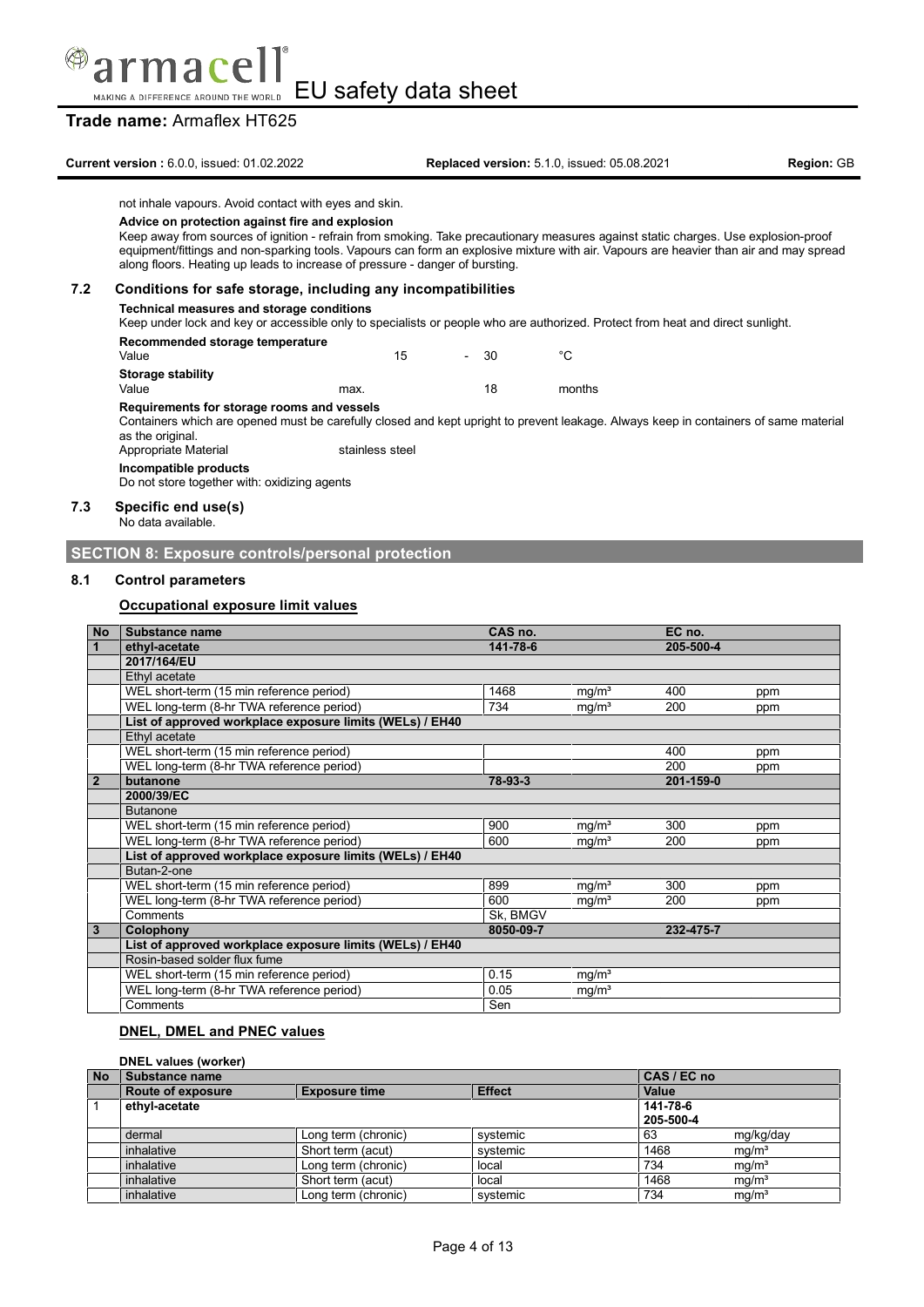not inhale vapours. Avoid contact with eyes and skin.

**Advice on protection against fire and explosion**

Keep away from sources of ignition - refrain from smoking. Take precautionary measures against static charges. Use explosion-proof equipment/fittings and non-sparking tools. Vapours can form an explosive mixture with air. Vapours are heavier than air and may spread along floors. Heating up leads to increase of pressure - danger of bursting.

## 7.2 Conditions for safe storage, including any incompatibilities

**Technical measures and storage conditions**

Keep under lock and key or accessible only to specialists or people who are authorized. Protect from heat and direct sunlight.

**Recommended storage temperature**

| | | | | |
|---|---|---|---|---|
| Value | 15 | - | 30 | °C |

**Storage stability**

| | | | |
|---|---|---|---|
| Value | max. | 18 | months |

**Requirements for storage rooms and vessels**

Containers which are opened must be carefully closed and kept upright to prevent leakage. Always keep in containers of same material as the original.

Appropriate Material: stainless steel

**Incompatible products**

Do not store together with: oxidizing agents

## 7.3 Specific end use(s)

No data available.

# SECTION 8: Exposure controls/personal protection

## 8.1 Control parameters

### Occupational exposure limit values

| No | Substance name | CAS no. | | EC no. | |
|---|---|---|---|---|---|
| 1 | **ethyl-acetate** | **141-78-6** | | **205-500-4** | |
| | **2017/164/EU** | | | | |
| | Ethyl acetate | | | | |
| | WEL short-term (15 min reference period) | 1468 | mg/m³ | 400 | ppm |
| | WEL long-term (8-hr TWA reference period) | 734 | mg/m³ | 200 | ppm |
| | **List of approved workplace exposure limits (WELs) / EH40** | | | | |
| | Ethyl acetate | | | | |
| | WEL short-term (15 min reference period) | | | 400 | ppm |
| | WEL long-term (8-hr TWA reference period) | | | 200 | ppm |
| 2 | **butanone** | **78-93-3** | | **201-159-0** | |
| | **2000/39/EC** | | | | |
| | Butanone | | | | |
| | WEL short-term (15 min reference period) | 900 | mg/m³ | 300 | ppm |
| | WEL long-term (8-hr TWA reference period) | 600 | mg/m³ | 200 | ppm |
| | **List of approved workplace exposure limits (WELs) / EH40** | | | | |
| | Butan-2-one | | | | |
| | WEL short-term (15 min reference period) | 899 | mg/m³ | 300 | ppm |
| | WEL long-term (8-hr TWA reference period) | 600 | mg/m³ | 200 | ppm |
| | Comments | Sk, BMGV | | | |
| 3 | **Colophony** | **8050-09-7** | | **232-475-7** | |
| | **List of approved workplace exposure limits (WELs) / EH40** | | | | |
| | Rosin-based solder flux fume | | | | |
| | WEL short-term (15 min reference period) | 0.15 | mg/m³ | | |
| | WEL long-term (8-hr TWA reference period) | 0.05 | mg/m³ | | |
| | Comments | Sen | | | |

### DNEL, DMEL and PNEC values

**DNEL values (worker)**

| No | Substance name | | | CAS / EC no | |
|---|---|---|---|---|---|
| | **Route of exposure** | **Exposure time** | **Effect** | **Value** | |
| 1 | **ethyl-acetate** | | | **141-78-6 205-500-4** | |
| | dermal | Long term (chronic) | systemic | 63 | mg/kg/day |
| | inhalative | Short term (acut) | systemic | 1468 | mg/m³ |
| | inhalative | Long term (chronic) | local | 734 | mg/m³ |
| | inhalative | Short term (acut) | local | 1468 | mg/m³ |
| | inhalative | Long term (chronic) | systemic | 734 | mg/m³ |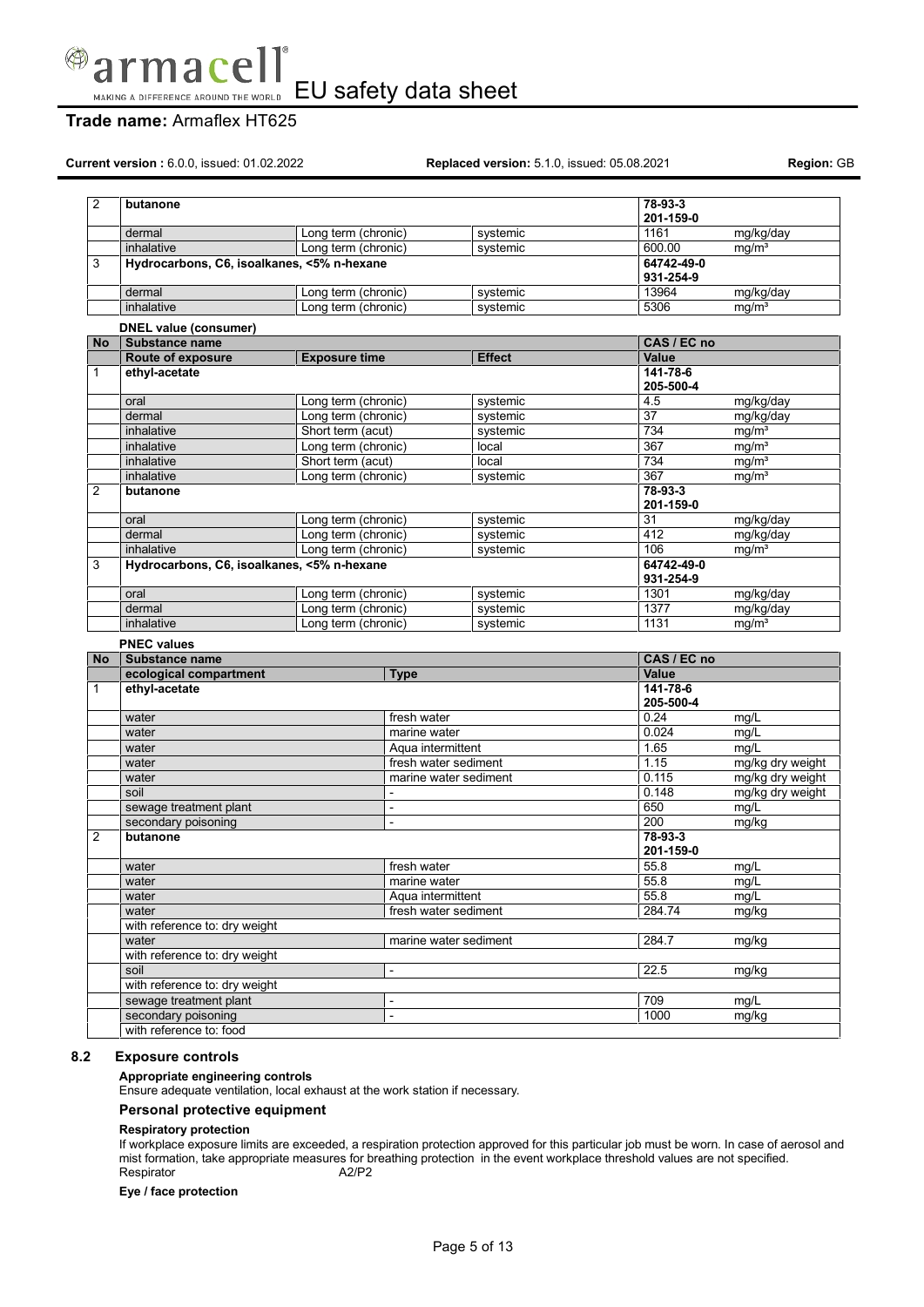| No | Substance name | | | CAS / EC no | |
| --- | --- | --- | --- | --- | --- |
| 2 | **butanone** | | | **78-93-3** **201-159-0** | |
| | dermal | Long term (chronic) | systemic | 1161 | mg/kg/day |
| | inhalative | Long term (chronic) | systemic | 600.00 | mg/m³ |
| 3 | **Hydrocarbons, C6, isoalkanes, <5% n-hexane** | | | **64742-49-0** **931-254-9** | |
| | dermal | Long term (chronic) | systemic | 13964 | mg/kg/day |
| | inhalative | Long term (chronic) | systemic | 5306 | mg/m³ |

**DNEL value (consumer)**

| No | Substance name | | | CAS / EC no | |
| --- | --- | --- | --- | --- | --- |
| | **Route of exposure** | **Exposure time** | **Effect** | **Value** | |
| 1 | **ethyl-acetate** | | | **141-78-6** **205-500-4** | |
| | oral | Long term (chronic) | systemic | 4.5 | mg/kg/day |
| | dermal | Long term (chronic) | systemic | 37 | mg/kg/day |
| | inhalative | Short term (acut) | systemic | 734 | mg/m³ |
| | inhalative | Long term (chronic) | local | 367 | mg/m³ |
| | inhalative | Short term (acut) | local | 734 | mg/m³ |
| | inhalative | Long term (chronic) | systemic | 367 | mg/m³ |
| 2 | **butanone** | | | **78-93-3** **201-159-0** | |
| | oral | Long term (chronic) | systemic | 31 | mg/kg/day |
| | dermal | Long term (chronic) | systemic | 412 | mg/kg/day |
| | inhalative | Long term (chronic) | systemic | 106 | mg/m³ |
| 3 | **Hydrocarbons, C6, isoalkanes, <5% n-hexane** | | | **64742-49-0** **931-254-9** | |
| | oral | Long term (chronic) | systemic | 1301 | mg/kg/day |
| | dermal | Long term (chronic) | systemic | 1377 | mg/kg/day |
| | inhalative | Long term (chronic) | systemic | 1131 | mg/m³ |

**PNEC values**

| No | Substance name | | CAS / EC no | |
| --- | --- | --- | --- | --- |
| | **ecological compartment** | **Type** | **Value** | |
| 1 | **ethyl-acetate** | | **141-78-6** **205-500-4** | |
| | water | fresh water | 0.24 | mg/L |
| | water | marine water | 0.024 | mg/L |
| | water | Aqua intermittent | 1.65 | mg/L |
| | water | fresh water sediment | 1.15 | mg/kg dry weight |
| | water | marine water sediment | 0.115 | mg/kg dry weight |
| | soil | - | 0.148 | mg/kg dry weight |
| | sewage treatment plant | - | 650 | mg/L |
| | secondary poisoning | - | 200 | mg/kg |
| 2 | **butanone** | | **78-93-3** **201-159-0** | |
| | water | fresh water | 55.8 | mg/L |
| | water | marine water | 55.8 | mg/L |
| | water | Aqua intermittent | 55.8 | mg/L |
| | water | fresh water sediment | 284.74 | mg/kg |
| | with reference to: dry weight | | | |
| | water | marine water sediment | 284.7 | mg/kg |
| | with reference to: dry weight | | | |
| | soil | - | 22.5 | mg/kg |
| | with reference to: dry weight | | | |
| | sewage treatment plant | - | 709 | mg/L |
| | secondary poisoning | - | 1000 | mg/kg |
| | with reference to: food | | | |

## 8.2 Exposure controls

**Appropriate engineering controls**

Ensure adequate ventilation, local exhaust at the work station if necessary.

### Personal protective equipment

**Respiratory protection**

If workplace exposure limits are exceeded, a respiration protection approved for this particular job must be worn. In case of aerosol and mist formation, take appropriate measures for breathing protection in the event workplace threshold values are not specified.

Respirator A2/P2

**Eye / face protection**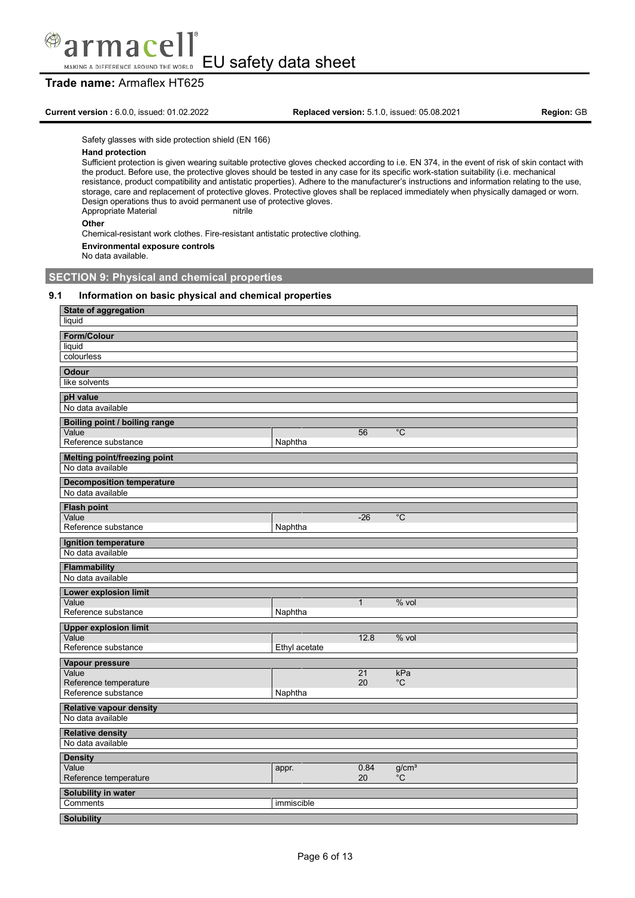Safety glasses with side protection shield (EN 166)

**Hand protection**

Sufficient protection is given wearing suitable protective gloves checked according to i.e. EN 374, in the event of risk of skin contact with the product. Before use, the protective gloves should be tested in any case for its specific work-station suitability (i.e. mechanical resistance, product compatibility and antistatic properties). Adhere to the manufacturer's instructions and information relating to the use, storage, care and replacement of protective gloves. Protective gloves shall be replaced immediately when physically damaged or worn. Design operations thus to avoid permanent use of protective gloves.

Appropriate Material nitrile

**Other**

Chemical-resistant work clothes. Fire-resistant antistatic protective clothing.

**Environmental exposure controls**

No data available.

## SECTION 9: Physical and chemical properties

### 9.1 Information on basic physical and chemical properties

**State of aggregation**

liquid

**Form/Colour**

liquid

colourless

**Odour**

like solvents

**pH value**

No data available

**Boiling point / boiling range**

| | | | |
|---|---|---|---|
| Value | | 56 | °C |
| Reference substance | Naphtha | | |

**Melting point/freezing point**

No data available

**Decomposition temperature**

No data available

**Flash point**

| | | | |
|---|---|---|---|
| Value | | -26 | °C |
| Reference substance | Naphtha | | |

**Ignition temperature**

No data available

**Flammability**

No data available

**Lower explosion limit**

| | | | |
|---|---|---|---|
| Value | | 1 | % vol |
| Reference substance | Naphtha | | |

**Upper explosion limit**

| | | | |
|---|---|---|---|
| Value | | 12.8 | % vol |
| Reference substance | Ethyl acetate | | |

**Vapour pressure**

| | | | |
|---|---|---|---|
| Value | | 21 | kPa |
| Reference temperature | | 20 | °C |
| Reference substance | Naphtha | | |

**Relative vapour density**

No data available

**Relative density**

No data available

**Density**

| | | | |
|---|---|---|---|
| Value | appr. | 0.84 | g/cm³ |
| Reference temperature | | 20 | °C |

**Solubility in water**

| | |
|---|---|
| Comments | immiscible |

**Solubility**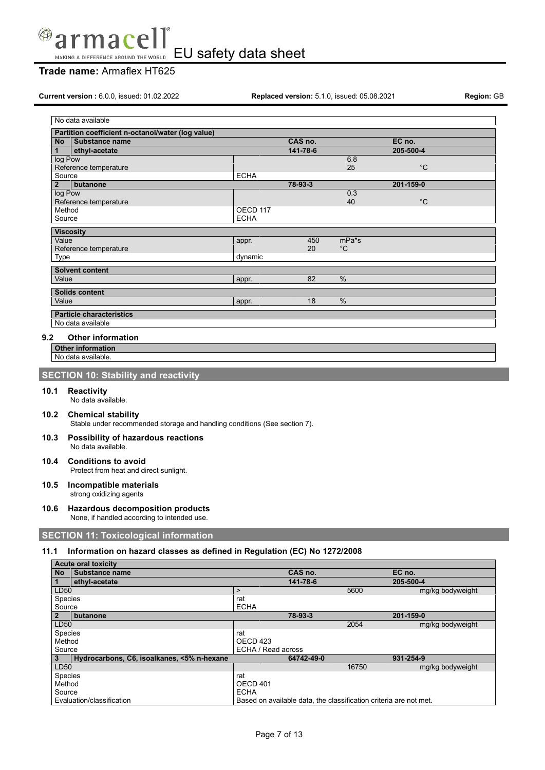| No data available |
|---|

| Partition coefficient n-octanol/water (log value) | | | | |
|---|---|---|---|---|
| **No** **Substance name** | | **CAS no.** | | **EC no.** |
| **1** **ethyl-acetate** | | **141-78-6** | | **205-500-4** |
| log Pow | | | 6.8 | |
| Reference temperature | | | 25 | °C |
| Source | ECHA | | | |
| **2** **butanone** | | **78-93-3** | | **201-159-0** |
| log Pow | | | 0.3 | |
| Reference temperature | | | 40 | °C |
| Method | OECD 117 | | | |
| Source | ECHA | | | |

| Viscosity | | | |
|---|---|---|---|
| Value | appr. | 450 | mPa*s |
| Reference temperature | | 20 | °C |
| Type | dynamic | | |

| Solvent content | | | |
|---|---|---|---|
| Value | appr. | 82 | % |

| Solids content | | | |
|---|---|---|---|
| Value | appr. | 18 | % |

| Particle characteristics |
|---|
| No data available |

### 9.2 Other information

| Other information |
|---|
| No data available. |

## SECTION 10: Stability and reactivity

### 10.1 Reactivity
No data available.

### 10.2 Chemical stability
Stable under recommended storage and handling conditions (See section 7).

### 10.3 Possibility of hazardous reactions
No data available.

### 10.4 Conditions to avoid
Protect from heat and direct sunlight.

### 10.5 Incompatible materials
strong oxidizing agents

### 10.6 Hazardous decomposition products
None, if handled according to intended use.

## SECTION 11: Toxicological information

### 11.1 Information on hazard classes as defined in Regulation (EC) No 1272/2008

| Acute oral toxicity | | | | |
|---|---|---|---|---|
| **No** **Substance name** | | **CAS no.** | | **EC no.** |
| **1** **ethyl-acetate** | | **141-78-6** | | **205-500-4** |
| LD50 | > | | 5600 | mg/kg bodyweight |
| Species | rat | | | |
| Source | ECHA | | | |
| **2** **butanone** | | **78-93-3** | | **201-159-0** |
| LD50 | | | 2054 | mg/kg bodyweight |
| Species | rat | | | |
| Method | OECD 423 | | | |
| Source | ECHA / Read across | | | |
| **3** **Hydrocarbons, C6, isoalkanes, <5% n-hexane** | | **64742-49-0** | | **931-254-9** |
| LD50 | | | 16750 | mg/kg bodyweight |
| Species | rat | | | |
| Method | OECD 401 | | | |
| Source | ECHA | | | |
| Evaluation/classification | Based on available data, the classification criteria are not met. | | | |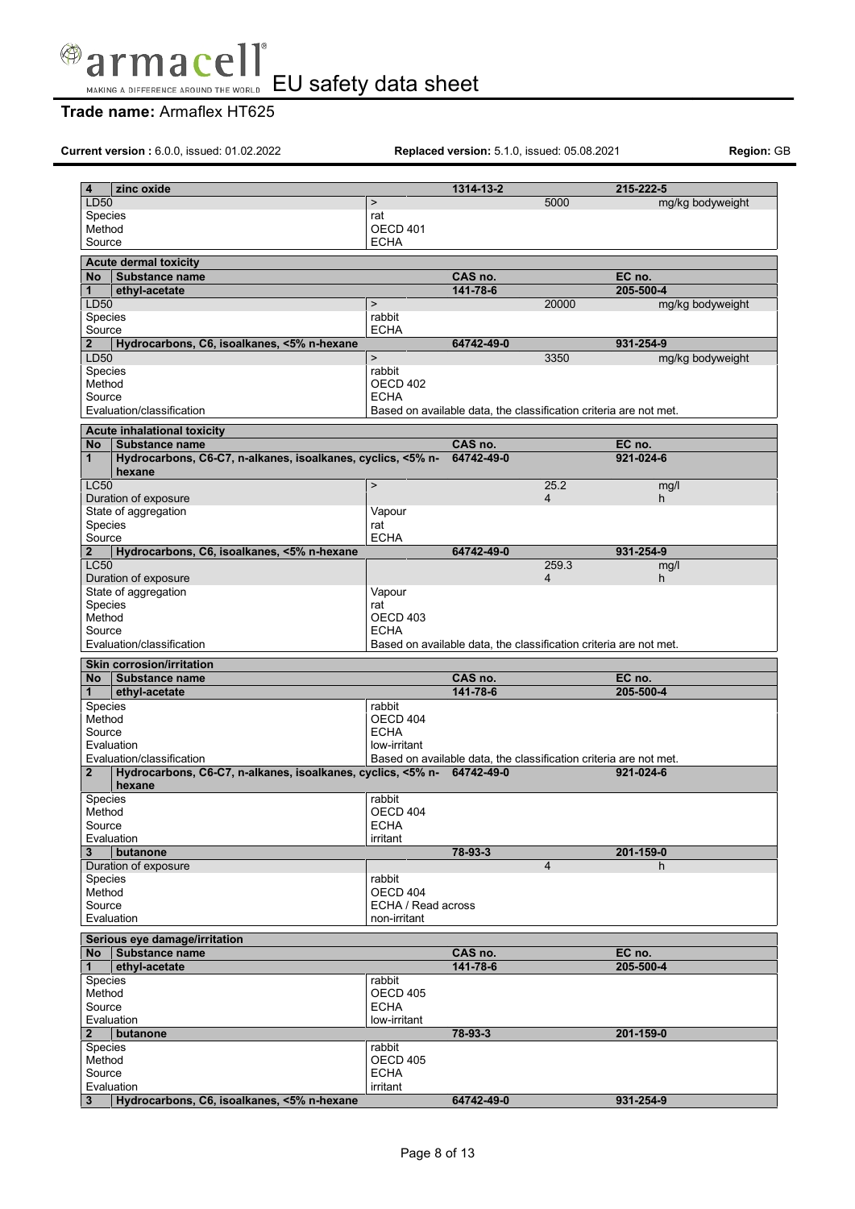| 4 | zinc oxide | 1314-13-2 | | 215-222-5 |
|---|---|---|---|---|
| LD50 | > | | 5000 | mg/kg bodyweight |
| Species | rat | | | |
| Method | OECD 401 | | | |
| Source | ECHA | | | |

**Acute dermal toxicity**

| No | Substance name | CAS no. | | EC no. |
|---|---|---|---|---|
| 1 | ethyl-acetate | 141-78-6 | | 205-500-4 |
| LD50 | > | | 20000 | mg/kg bodyweight |
| Species | rabbit | | | |
| Source | ECHA | | | |
| 2 | Hydrocarbons, C6, isoalkanes, <5% n-hexane | 64742-49-0 | | 931-254-9 |
| LD50 | > | | 3350 | mg/kg bodyweight |
| Species | rabbit | | | |
| Method | OECD 402 | | | |
| Source | ECHA | | | |
| Evaluation/classification | Based on available data, the classification criteria are not met. | | | |

**Acute inhalational toxicity**

| No | Substance name | CAS no. | | EC no. |
|---|---|---|---|---|
| 1 | Hydrocarbons, C6-C7, n-alkanes, isoalkanes, cyclics, <5% n-hexane | 64742-49-0 | | 921-024-6 |
| LC50 | > | | 25.2 | mg/l |
| Duration of exposure | | | 4 | h |
| State of aggregation | Vapour | | | |
| Species | rat | | | |
| Source | ECHA | | | |
| 2 | Hydrocarbons, C6, isoalkanes, <5% n-hexane | 64742-49-0 | | 931-254-9 |
| LC50 | | | 259.3 | mg/l |
| Duration of exposure | | | 4 | h |
| State of aggregation | Vapour | | | |
| Species | rat | | | |
| Method | OECD 403 | | | |
| Source | ECHA | | | |
| Evaluation/classification | Based on available data, the classification criteria are not met. | | | |

**Skin corrosion/irritation**

| No | Substance name | CAS no. | | EC no. |
|---|---|---|---|---|
| 1 | ethyl-acetate | 141-78-6 | | 205-500-4 |
| Species | rabbit | | | |
| Method | OECD 404 | | | |
| Source | ECHA | | | |
| Evaluation | low-irritant | | | |
| Evaluation/classification | Based on available data, the classification criteria are not met. | | | |
| 2 | Hydrocarbons, C6-C7, n-alkanes, isoalkanes, cyclics, <5% n-hexane | 64742-49-0 | | 921-024-6 |
| Species | rabbit | | | |
| Method | OECD 404 | | | |
| Source | ECHA | | | |
| Evaluation | irritant | | | |
| 3 | butanone | 78-93-3 | | 201-159-0 |
| Duration of exposure | | | 4 | h |
| Species | rabbit | | | |
| Method | OECD 404 | | | |
| Source | ECHA / Read across | | | |
| Evaluation | non-irritant | | | |

**Serious eye damage/irritation**

| No | Substance name | CAS no. | | EC no. |
|---|---|---|---|---|
| 1 | ethyl-acetate | 141-78-6 | | 205-500-4 |
| Species | rabbit | | | |
| Method | OECD 405 | | | |
| Source | ECHA | | | |
| Evaluation | low-irritant | | | |
| 2 | butanone | 78-93-3 | | 201-159-0 |
| Species | rabbit | | | |
| Method | OECD 405 | | | |
| Source | ECHA | | | |
| Evaluation | irritant | | | |
| 3 | Hydrocarbons, C6, isoalkanes, <5% n-hexane | 64742-49-0 | | 931-254-9 |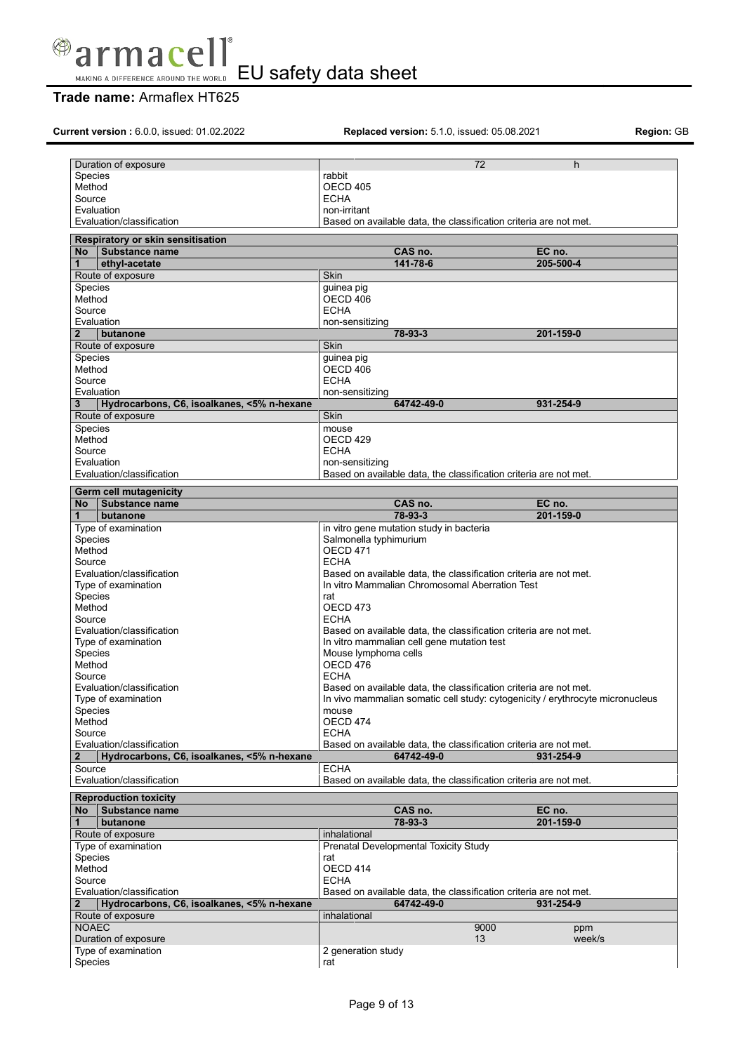| | | |
|---|---|---|
| Duration of exposure | 72 | h |
| Species | rabbit | |
| Method | OECD 405 | |
| Source | ECHA | |
| Evaluation | non-irritant | |
| Evaluation/classification | Based on available data, the classification criteria are not met. | |

**Respiratory or skin sensitisation**

| No | Substance name | CAS no. | EC no. |
|---|---|---|---|
| **1** | **ethyl-acetate** | **141-78-6** | **205-500-4** |
| Route of exposure | | Skin | |
| Species | | guinea pig | |
| Method | | OECD 406 | |
| Source | | ECHA | |
| Evaluation | | non-sensitizing | |
| **2** | **butanone** | **78-93-3** | **201-159-0** |
| Route of exposure | | Skin | |
| Species | | guinea pig | |
| Method | | OECD 406 | |
| Source | | ECHA | |
| Evaluation | | non-sensitizing | |
| **3** | **Hydrocarbons, C6, isoalkanes, <5% n-hexane** | **64742-49-0** | **931-254-9** |
| Route of exposure | | Skin | |
| Species | | mouse | |
| Method | | OECD 429 | |
| Source | | ECHA | |
| Evaluation | | non-sensitizing | |
| Evaluation/classification | | Based on available data, the classification criteria are not met. | |

**Germ cell mutagenicity**

| No | Substance name | CAS no. | EC no. |
|---|---|---|---|
| **1** | **butanone** | **78-93-3** | **201-159-0** |
| Type of examination | | in vitro gene mutation study in bacteria | |
| Species | | Salmonella typhimurium | |
| Method | | OECD 471 | |
| Source | | ECHA | |
| Evaluation/classification | | Based on available data, the classification criteria are not met. | |
| Type of examination | | In vitro Mammalian Chromosomal Aberration Test | |
| Species | | rat | |
| Method | | OECD 473 | |
| Source | | ECHA | |
| Evaluation/classification | | Based on available data, the classification criteria are not met. | |
| Type of examination | | In vitro mammalian cell gene mutation test | |
| Species | | Mouse lymphoma cells | |
| Method | | OECD 476 | |
| Source | | ECHA | |
| Evaluation/classification | | Based on available data, the classification criteria are not met. | |
| Type of examination | | In vivo mammalian somatic cell study: cytogenicity / erythrocyte micronucleus | |
| Species | | mouse | |
| Method | | OECD 474 | |
| Source | | ECHA | |
| Evaluation/classification | | Based on available data, the classification criteria are not met. | |
| **2** | **Hydrocarbons, C6, isoalkanes, <5% n-hexane** | **64742-49-0** | **931-254-9** |
| Source | | ECHA | |
| Evaluation/classification | | Based on available data, the classification criteria are not met. | |

**Reproduction toxicity**

| No | Substance name | CAS no. | EC no. |
|---|---|---|---|
| **1** | **butanone** | **78-93-3** | **201-159-0** |
| Route of exposure | | inhalational | |
| Type of examination | | Prenatal Developmental Toxicity Study | |
| Species | | rat | |
| Method | | OECD 414 | |
| Source | | ECHA | |
| Evaluation/classification | | Based on available data, the classification criteria are not met. | |
| **2** | **Hydrocarbons, C6, isoalkanes, <5% n-hexane** | **64742-49-0** | **931-254-9** |
| Route of exposure | | inhalational | |
| NOAEC | | 9000 | ppm |
| Duration of exposure | | 13 | week/s |
| Type of examination | | 2 generation study | |
| Species | | rat | |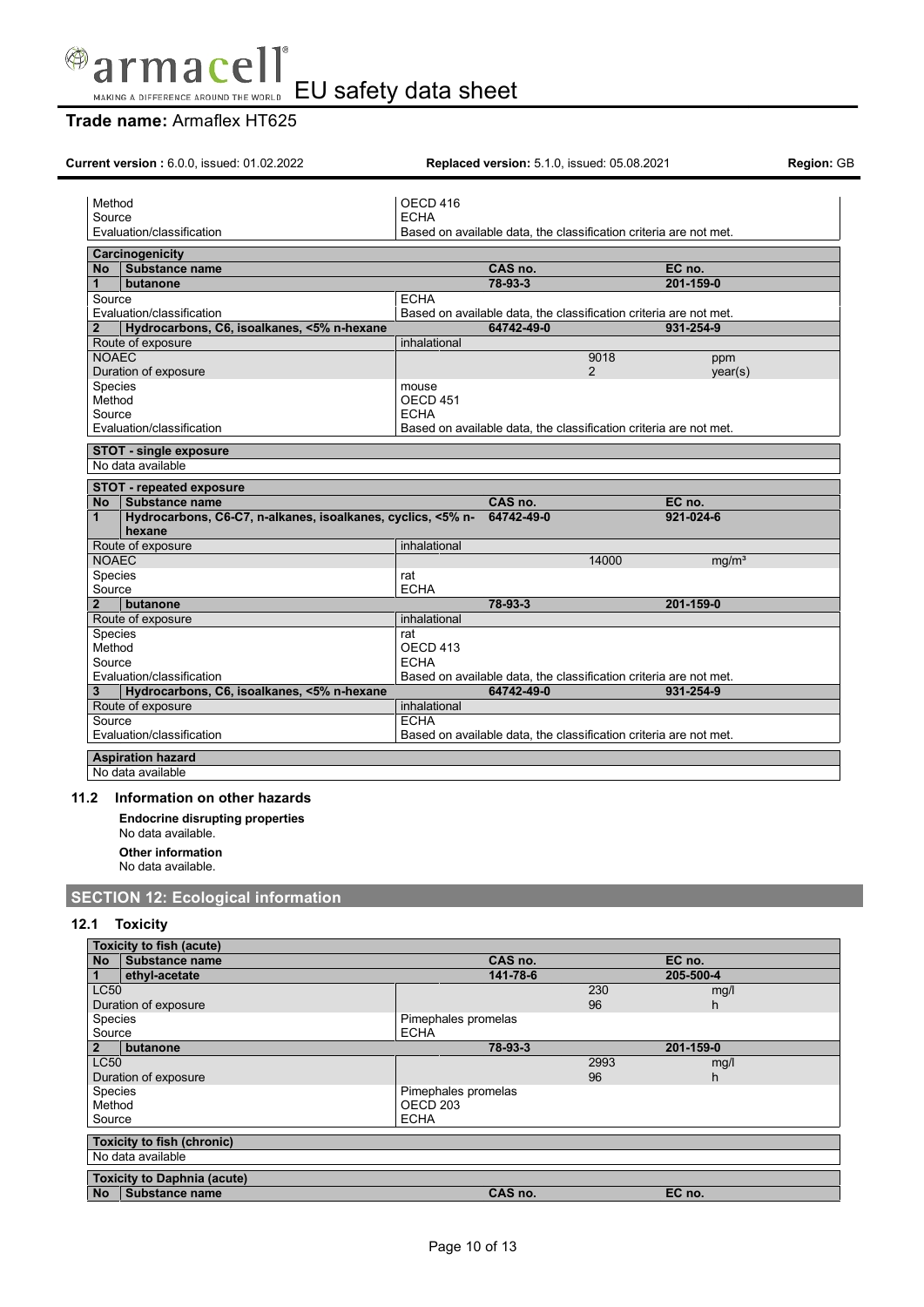| Method | OECD 416 | | |
|---|---|---|---|
| Source | ECHA | | |
| Evaluation/classification | Based on available data, the classification criteria are not met. | | |

| **Carcinogenicity** | | | | |
|---|---|---|---|---|
| **No** | **Substance name** | **CAS no.** | | **EC no.** |
| **1** | **butanone** | **78-93-3** | | **201-159-0** |
| Source | | ECHA | | |
| Evaluation/classification | | Based on available data, the classification criteria are not met. | | |
| **2** | **Hydrocarbons, C6, isoalkanes, <5% n-hexane** | **64742-49-0** | | **931-254-9** |
| Route of exposure | | inhalational | | |
| NOAEC | | | 9018 | ppm |
| Duration of exposure | | | 2 | year(s) |
| Species | | mouse | | |
| Method | | OECD 451 | | |
| Source | | ECHA | | |
| Evaluation/classification | | Based on available data, the classification criteria are not met. | | |

| **STOT - single exposure** |
|---|
| No data available |

| **STOT - repeated exposure** | | | | |
|---|---|---|---|---|
| **No** | **Substance name** | **CAS no.** | | **EC no.** |
| **1** | **Hydrocarbons, C6-C7, n-alkanes, isoalkanes, cyclics, <5% n-hexane** | **64742-49-0** | | **921-024-6** |
| Route of exposure | | inhalational | | |
| NOAEC | | | 14000 | $mg/m^3$ |
| Species | | rat | | |
| Source | | ECHA | | |
| **2** | **butanone** | **78-93-3** | | **201-159-0** |
| Route of exposure | | inhalational | | |
| Species | | rat | | |
| Method | | OECD 413 | | |
| Source | | ECHA | | |
| Evaluation/classification | | Based on available data, the classification criteria are not met. | | |
| **3** | **Hydrocarbons, C6, isoalkanes, <5% n-hexane** | **64742-49-0** | | **931-254-9** |
| Route of exposure | | inhalational | | |
| Source | | ECHA | | |
| Evaluation/classification | | Based on available data, the classification criteria are not met. | | |

| **Aspiration hazard** |
|---|
| No data available |

### 11.2 Information on other hazards

**Endocrine disrupting properties**
No data available.

**Other information**
No data available.

## SECTION 12: Ecological information

### 12.1 Toxicity

| **Toxicity to fish (acute)** | | | | |
|---|---|---|---|---|
| **No** | **Substance name** | **CAS no.** | | **EC no.** |
| **1** | **ethyl-acetate** | **141-78-6** | | **205-500-4** |
| LC50 | | | 230 | mg/l |
| Duration of exposure | | | 96 | h |
| Species | | Pimephales promelas | | |
| Source | | ECHA | | |
| **2** | **butanone** | **78-93-3** | | **201-159-0** |
| LC50 | | | 2993 | mg/l |
| Duration of exposure | | | 96 | h |
| Species | | Pimephales promelas | | |
| Method | | OECD 203 | | |
| Source | | ECHA | | |

| **Toxicity to fish (chronic)** |
|---|
| No data available |

| **Toxicity to Daphnia (acute)** | | | |
|---|---|---|---|
| **No** | **Substance name** | **CAS no.** | **EC no.** |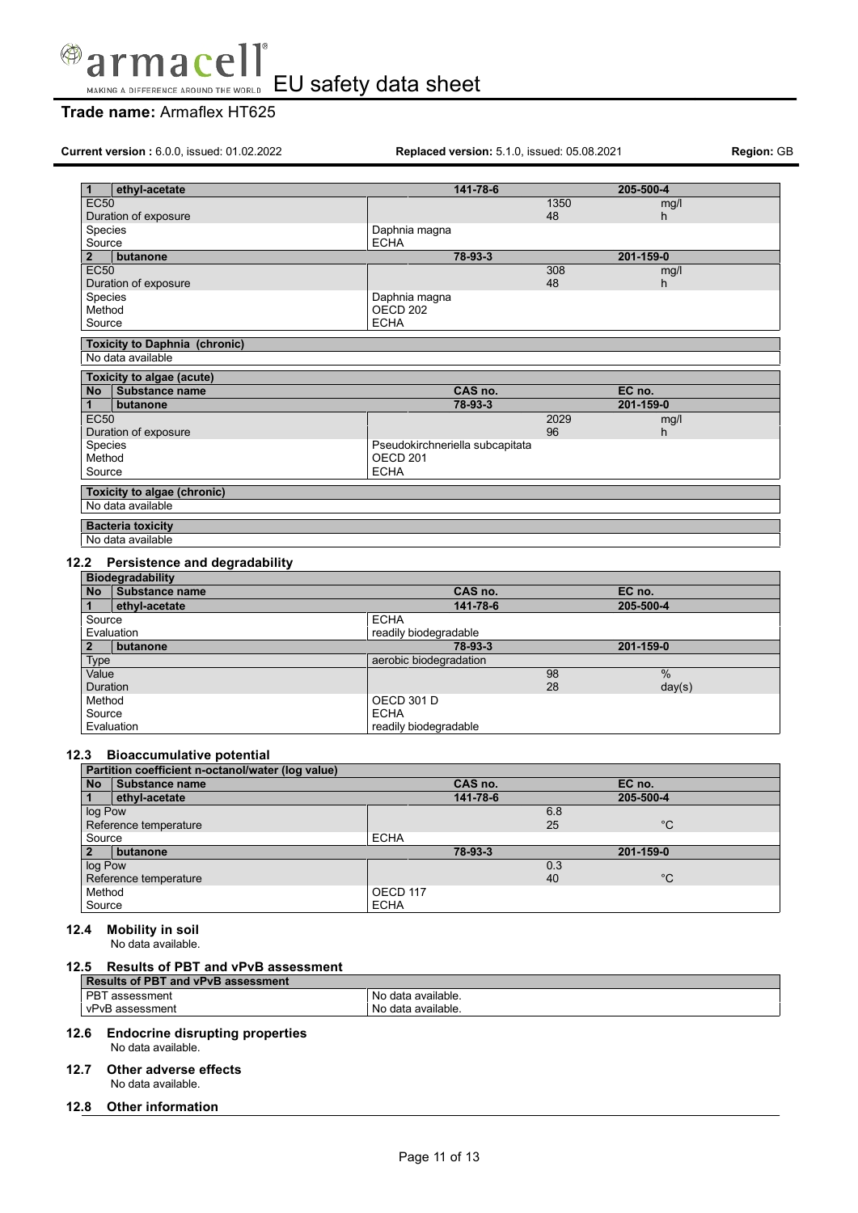| No | Substance name | CAS no. | | EC no. |
|---|---|---|---|---|
| 1 | ethyl-acetate | 141-78-6 | | 205-500-4 |
| EC50 | | | 1350 | mg/l |
| Duration of exposure | | | 48 | h |
| Species | | Daphnia magna | | |
| Source | | ECHA | | |
| 2 | butanone | 78-93-3 | | 201-159-0 |
| EC50 | | | 308 | mg/l |
| Duration of exposure | | | 48 | h |
| Species | | Daphnia magna | | |
| Method | | OECD 202 | | |
| Source | | ECHA | | |

| Toxicity to Daphnia (chronic) |
|---|
| No data available |

| Toxicity to algae (acute) | | | | |
|---|---|---|---|---|
| No | Substance name | CAS no. | | EC no. |
| 1 | butanone | 78-93-3 | | 201-159-0 |
| EC50 | | | 2029 | mg/l |
| Duration of exposure | | | 96 | h |
| Species | | Pseudokirchneriella subcapitata | | |
| Method | | OECD 201 | | |
| Source | | ECHA | | |

| Toxicity to algae (chronic) |
|---|
| No data available |

| Bacteria toxicity |
|---|
| No data available |

## 12.2 Persistence and degradability

| Biodegradability | | | | |
|---|---|---|---|---|
| No | Substance name | CAS no. | | EC no. |
| 1 | ethyl-acetate | 141-78-6 | | 205-500-4 |
| Source | | ECHA | | |
| Evaluation | | readily biodegradable | | |
| 2 | butanone | 78-93-3 | | 201-159-0 |
| Type | | aerobic biodegradation | | |
| Value | | | 98 | % |
| Duration | | | 28 | day(s) |
| Method | | OECD 301 D | | |
| Source | | ECHA | | |
| Evaluation | | readily biodegradable | | |

## 12.3 Bioaccumulative potential

| Partition coefficient n-octanol/water (log value) | | | | |
|---|---|---|---|---|
| No | Substance name | CAS no. | | EC no. |
| 1 | ethyl-acetate | 141-78-6 | | 205-500-4 |
| log Pow | | | 6.8 | |
| Reference temperature | | | 25 | °C |
| Source | | ECHA | | |
| 2 | butanone | 78-93-3 | | 201-159-0 |
| log Pow | | | 0.3 | |
| Reference temperature | | | 40 | °C |
| Method | | OECD 117 | | |
| Source | | ECHA | | |

## 12.4 Mobility in soil

No data available.

## 12.5 Results of PBT and vPvB assessment

| Results of PBT and vPvB assessment | |
|---|---|
| PBT assessment | No data available. |
| vPvB assessment | No data available. |

## 12.6 Endocrine disrupting properties

No data available.

## 12.7 Other adverse effects

No data available.

## 12.8 Other information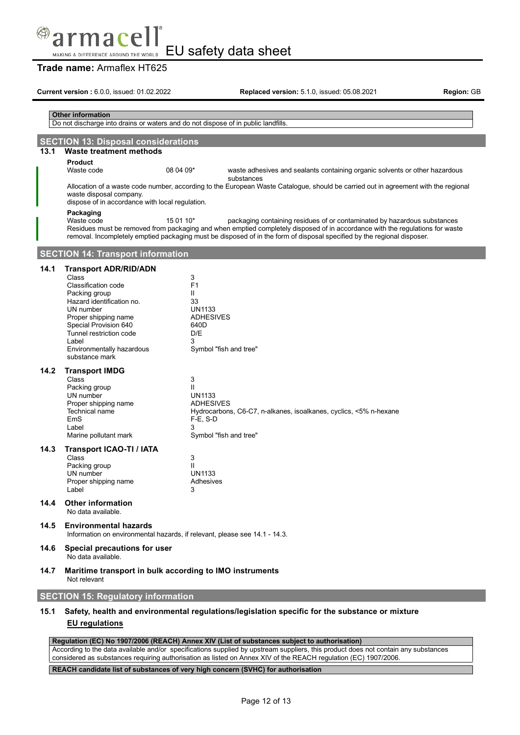**Other information**

Do not discharge into drains or waters and do not dispose of in public landfills.

## SECTION 13: Disposal considerations

### 13.1 Waste treatment methods

**Product**

| | | |
|---|---|---|
| Waste code | 08 04 09* | waste adhesives and sealants containing organic solvents or other hazardous substances |

Allocation of a waste code number, according to the European Waste Catalogue, should be carried out in agreement with the regional waste disposal company.

dispose of in accordance with local regulation.

**Packaging**

| | | |
|---|---|---|
| Waste code | 15 01 10* | packaging containing residues of or contaminated by hazardous substances |

Residues must be removed from packaging and when emptied completely disposed of in accordance with the regulations for waste removal. Incompletely emptied packaging must be disposed of in the form of disposal specified by the regional disposer.

## SECTION 14: Transport information

### 14.1 Transport ADR/RID/ADN

| | |
|---|---|
| Class | 3 |
| Classification code | F1 |
| Packing group | II |
| Hazard identification no. | 33 |
| UN number | UN1133 |
| Proper shipping name | ADHESIVES |
| Special Provision 640 | 640D |
| Tunnel restriction code | D/E |
| Label | 3 |
| Environmentally hazardous substance mark | Symbol "fish and tree" |

### 14.2 Transport IMDG

| | |
|---|---|
| Class | 3 |
| Packing group | II |
| UN number | UN1133 |
| Proper shipping name | ADHESIVES |
| Technical name | Hydrocarbons, C6-C7, n-alkanes, isoalkanes, cyclics, <5% n-hexane |
| EmS | F-E, S-D |
| Label | 3 |
| Marine pollutant mark | Symbol "fish and tree" |

### 14.3 Transport ICAO-TI / IATA

| | |
|---|---|
| Class | 3 |
| Packing group | II |
| UN number | UN1133 |
| Proper shipping name | Adhesives |
| Label | 3 |

### 14.4 Other information

No data available.

### 14.5 Environmental hazards

Information on environmental hazards, if relevant, please see 14.1 - 14.3.

### 14.6 Special precautions for user

No data available.

### 14.7 Maritime transport in bulk according to IMO instruments

Not relevant

## SECTION 15: Regulatory information

### 15.1 Safety, health and environmental regulations/legislation specific for the substance or mixture

**EU regulations**

**Regulation (EC) No 1907/2006 (REACH) Annex XIV (List of substances subject to authorisation)**

According to the data available and/or specifications supplied by upstream suppliers, this product does not contain any substances considered as substances requiring authorisation as listed on Annex XIV of the REACH regulation (EC) 1907/2006.

**REACH candidate list of substances of very high concern (SVHC) for authorisation**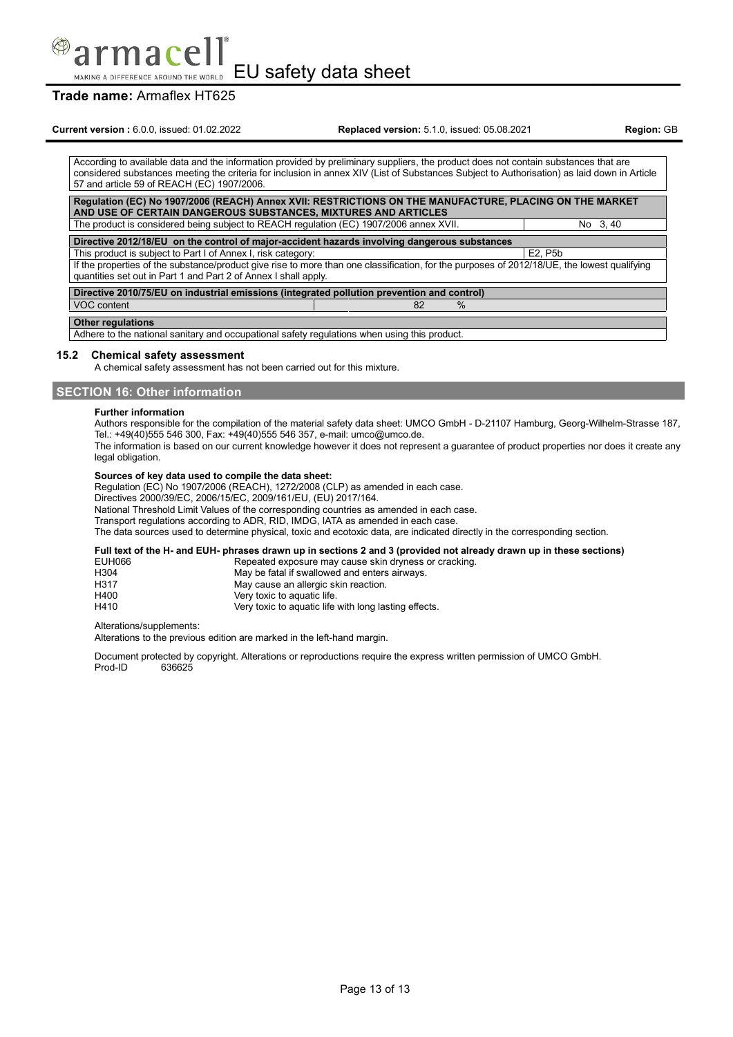According to available data and the information provided by preliminary suppliers, the product does not contain substances that are considered substances meeting the criteria for inclusion in annex XIV (List of Substances Subject to Authorisation) as laid down in Article 57 and article 59 of REACH (EC) 1907/2006.

| | |
|---|---|
| **Regulation (EC) No 1907/2006 (REACH) Annex XVII: RESTRICTIONS ON THE MANUFACTURE, PLACING ON THE MARKET AND USE OF CERTAIN DANGEROUS SUBSTANCES, MIXTURES AND ARTICLES** | |
| The product is considered being subject to REACH regulation (EC) 1907/2006 annex XVII. | No 3, 40 |

| | |
|---|---|
| **Directive 2012/18/EU on the control of major-accident hazards involving dangerous substances** | |
| This product is subject to Part I of Annex I, risk category: | E2, P5b |
| If the properties of the substance/product give rise to more than one classification, for the purposes of 2012/18/UE, the lowest qualifying quantities set out in Part 1 and Part 2 of Annex I shall apply. | |

| | | |
|---|---|---|
| **Directive 2010/75/EU on industrial emissions (integrated pollution prevention and control)** | | |
| VOC content | 82 | % |

**Other regulations**

Adhere to the national sanitary and occupational safety regulations when using this product.

### 15.2 Chemical safety assessment

A chemical safety assessment has not been carried out for this mixture.

## SECTION 16: Other information

**Further information**

Authors responsible for the compilation of the material safety data sheet: UMCO GmbH - D-21107 Hamburg, Georg-Wilhelm-Strasse 187, Tel.: +49(40)555 546 300, Fax: +49(40)555 546 357, e-mail: umco@umco.de.

The information is based on our current knowledge however it does not represent a guarantee of product properties nor does it create any legal obligation.

**Sources of key data used to compile the data sheet:**

Regulation (EC) No 1907/2006 (REACH), 1272/2008 (CLP) as amended in each case.
Directives 2000/39/EC, 2006/15/EC, 2009/161/EU, (EU) 2017/164.
National Threshold Limit Values of the corresponding countries as amended in each case.
Transport regulations according to ADR, RID, IMDG, IATA as amended in each case.
The data sources used to determine physical, toxic and ecotoxic data, are indicated directly in the corresponding section.

**Full text of the H- and EUH- phrases drawn up in sections 2 and 3 (provided not already drawn up in these sections)**

| | |
|---|---|
| EUH066 | Repeated exposure may cause skin dryness or cracking. |
| H304 | May be fatal if swallowed and enters airways. |
| H317 | May cause an allergic skin reaction. |
| H400 | Very toxic to aquatic life. |
| H410 | Very toxic to aquatic life with long lasting effects. |

Alterations/supplements:
Alterations to the previous edition are marked in the left-hand margin.

Document protected by copyright. Alterations or reproductions require the express written permission of UMCO GmbH.
Prod-ID 636625